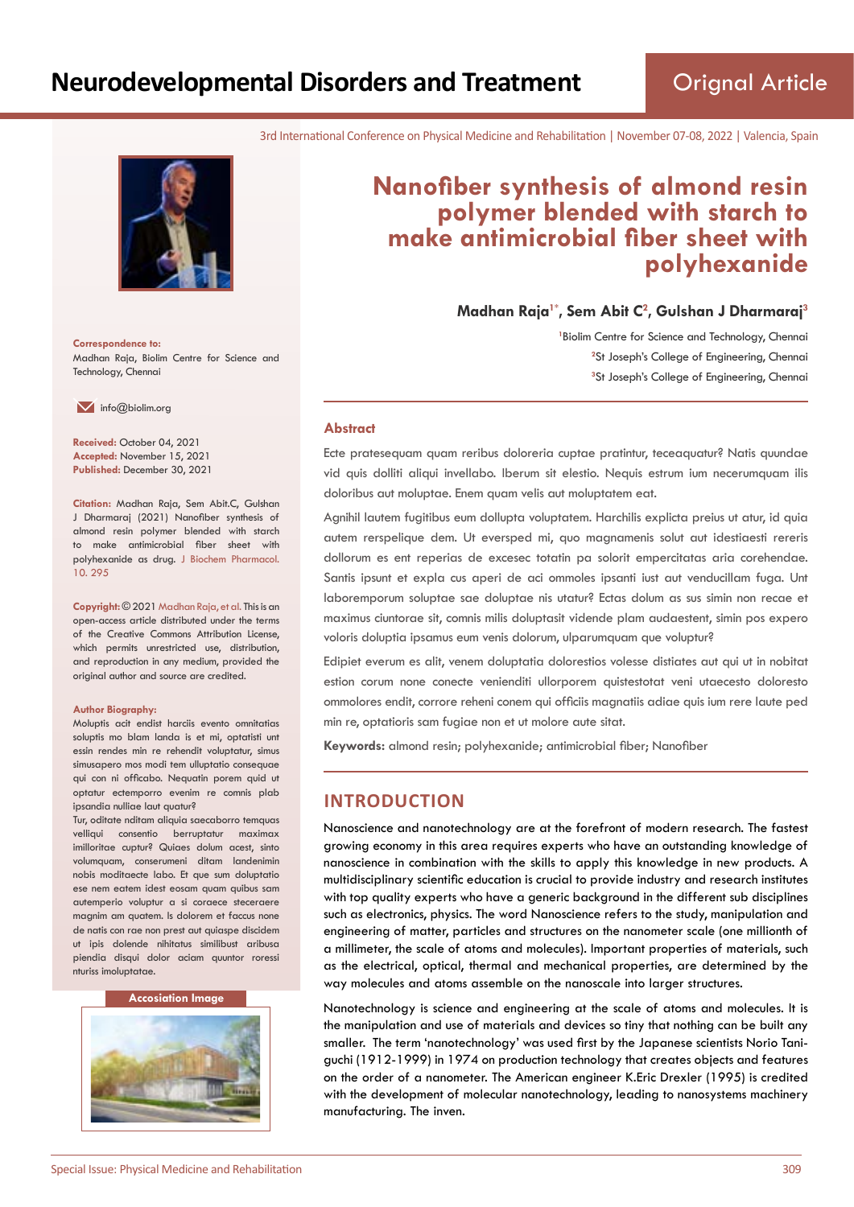# Nanofiber synthesis of almond resin polymer blended with starch to make antimicrobial fiber sheet with polyhexanide

**Madhan Raja[1*], Sem Abit C[2], Gulshan J Dharmaraj[3]**

[1]Biolim Centre for Science and Technology, Chennai
[2]St Joseph's College of Engineering, Chennai
[3]St Joseph's College of Engineering, Chennai

**Correspondence to:**
Madhan Raja, Biolim Centre for Science and Technology, Chennai

info@biolim.org

**Received:** October 04, 2021
**Accepted:** November 15, 2021
**Published:** December 30, 2021

**Citation:** Madhan Raja, Sem Abit.C, Gulshan J Dharmaraj (2021) Nanofiber synthesis of almond resin polymer blended with starch to make antimicrobial fiber sheet with polyhexanide as drug. J Biochem Pharmacol. 10. 295

**Copyright:** © 2021 Madhan Raja, et al. This is an open-access article distributed under the terms of the Creative Commons Attribution License, which permits unrestricted use, distribution, and reproduction in any medium, provided the original author and source are credited.

**Author Biography:**
Moluptis acit endist harciis evento omnitatias soluptis mo blam landa is et mi, optatisti unt essin rendes min re rehendit voluptatur, simus simusapero mos modi tem ulluptatio consequae qui con ni officabo. Nequatin porem quid ut optatur ectemporro evenim re comnis plab ipsandia nulliae laut quatur?
Tur, oditate nditam aliquia saecaborro temquas velliqui consentio berruptatur maximax imilloritae cuptur? Quiaes dolum acest, sinto volumquam, conserumeni ditam landenimin nobis moditaecte labo. Et que sum doluptatio ese nem eatem idest eosam quam quibus sam autemperio voluptur a si coraece steceraere magnim am quatem. Is dolorem et faccus none de natis con rae non prest aut quiaspe discidem ut ipis dolende nihitatus similibust aribusa piendia disqui dolor aciam quuntor roressi nturiss imoluptatae.

**Accosiation Image**

## Abstract

Ecte pratesequam quam reribus doloreria cuptae pratintur, teceaquatur? Natis quundae vid quis dolliti aliqui invellabo. Iberum sit elestio. Nequis estrum ium necerumquam ilis doloribus aut moluptae. Enem quam velis aut moluptatem eat.

Agnihil lautem fugitibus eum dollupta voluptatem. Harchilis explicta preius ut atur, id quia autem rerspelique dem. Ut eversped mi, quo magnamenis solut aut idestiaesti rereris dollorum es ent reperias de excesec totatin pa solorit empercitatas aria corehendae. Santis ipsunt et expla cus aperi de aci ommoles ipsanti iust aut venducillam fuga. Unt laboremporum soluptae sae doluptae nis utatur? Ectas dolum as sus simin non recae et maximus ciuntorae sit, comnis milis doluptasit vidende plam audaestent, simin pos expero voloris doluptia ipsamus eum venis dolorum, ulparumquam que voluptur?

Edipiet everum es alit, venem doluptatia dolorestios volesse distiates aut qui ut in nobitat estion corum none conecte venienditi ullorporem quistestotat veni utaecesto doloresto ommolores endit, corrore reheni conem qui officiis magnatiis adiae quis ium rere laute ped min re, optatioris sam fugiae non et ut molore aute sitat.

**Keywords:** almond resin; polyhexanide; antimicrobial fiber; Nanofiber

## INTRODUCTION

Nanoscience and nanotechnology are at the forefront of modern research. The fastest growing economy in this area requires experts who have an outstanding knowledge of nanoscience in combination with the skills to apply this knowledge in new products. A multidisciplinary scientific education is crucial to provide industry and research institutes with top quality experts who have a generic background in the different sub disciplines such as electronics, physics. The word Nanoscience refers to the study, manipulation and engineering of matter, particles and structures on the nanometer scale (one millionth of a millimeter, the scale of atoms and molecules). Important properties of materials, such as the electrical, optical, thermal and mechanical properties, are determined by the way molecules and atoms assemble on the nanoscale into larger structures.

Nanotechnology is science and engineering at the scale of atoms and molecules. It is the manipulation and use of materials and devices so tiny that nothing can be built any smaller. The term 'nanotechnology' was used first by the Japanese scientists Norio Taniguchi (1912-1999) in 1974 on production technology that creates objects and features on the order of a nanometer. The American engineer K.Eric Drexler (1995) is credited with the development of molecular nanotechnology, leading to nanosystems machinery manufacturing. The inven.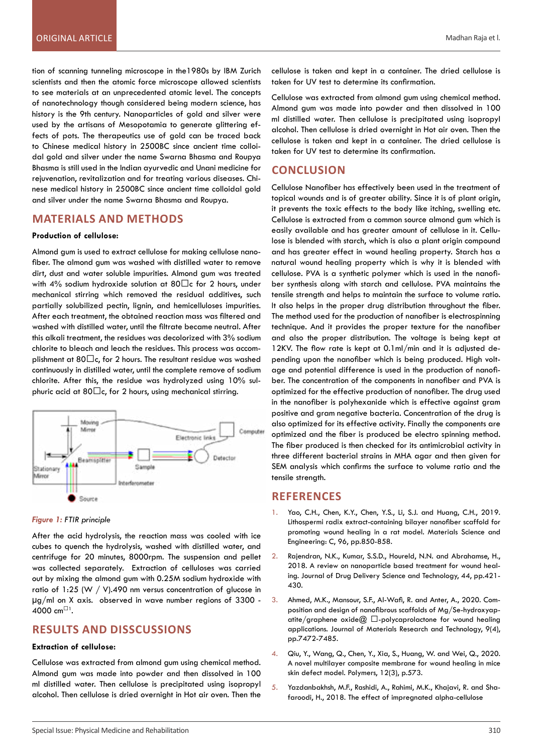tion of scanning tunneling microscope in the1980s by IBM Zurich scientists and then the atomic force microscope allowed scientists to see materials at an unprecedented atomic level. The concepts of nanotechnology though considered being modern science, has history is the 9th century. Nanoparticles of gold and silver were used by the artisans of Mesopotamia to generate glittering effects of pots. The therapeutics use of gold can be traced back to Chinese medical history in 2500BC since ancient time colloidal gold and silver under the name Swarna Bhasma and Roupya Bhasma is still used in the Indian ayurvedic and Unani medicine for rejuvenation, revitalization and for treating various diseases. Chinese medical history in 2500BC since ancient time colloidal gold and silver under the name Swarna Bhasma and Roupya.

## MATERIALS AND METHODS

**Production of cellulose:**

Almond gum is used to extract cellulose for making cellulose nanofiber. The almond gum was washed with distilled water to remove dirt, dust and water soluble impurities. Almond gum was treated with 4% sodium hydroxide solution at 80□c for 2 hours, under mechanical stirring which removed the residual additives, such partially solubilized pectin, lignin, and hemicelluloses impurities. After each treatment, the obtained reaction mass was filtered and washed with distilled water, until the filtrate became neutral. After this alkali treatment, the residues was decolorized with 3% sodium chlorite to bleach and leach the residues. This process was accomplishment at 80□c, for 2 hours. The resultant residue was washed continuously in distilled water, until the complete remove of sodium chlorite. After this, the residue was hydrolyzed using 10% sulphuric acid at 80□c, for 2 hours, using mechanical stirring.

Moving Mirror
Stationary Mirror
Beamsplitter
Source
Sample
Interferometer
Electronic links
Computer
Detector

*Figure 1: FTIR principle*

After the acid hydrolysis, the reaction mass was cooled with ice cubes to quench the hydrolysis, washed with distilled water, and centrifuge for 20 minutes, 8000rpm. The suspension and pellet was collected separately. Extraction of celluloses was carried out by mixing the almond gum with 0.25M sodium hydroxide with ratio of 1:25 (W / V).490 nm versus concentration of glucose in µg/ml on X axis. observed in wave number regions of 3300 - 4000 cm$^{□1}$.

## RESULTS AND DISSCUSSIONS

**Extraction of cellulose:**

Cellulose was extracted from almond gum using chemical method. Almond gum was made into powder and then dissolved in 100 ml distilled water. Then cellulose is precipitated using isopropyl alcohol. Then cellulose is dried overnight in Hot air oven. Then the cellulose is taken and kept in a container. The dried cellulose is taken for UV test to determine its confirmation.

Cellulose was extracted from almond gum using chemical method. Almond gum was made into powder and then dissolved in 100 ml distilled water. Then cellulose is precipitated using isopropyl alcohol. Then cellulose is dried overnight in Hot air oven. Then the cellulose is taken and kept in a container. The dried cellulose is taken for UV test to determine its confirmation.

## CONCLUSION

Cellulose Nanofiber has effectively been used in the treatment of topical wounds and is of greater ability. Since it is of plant origin, it prevents the toxic effects to the body like itching, swelling etc. Cellulose is extracted from a common source almond gum which is easily available and has greater amount of cellulose in it. Cellulose is blended with starch, which is also a plant origin compound and has greater effect in wound healing property. Starch has a natural wound healing property which is why it is blended with cellulose. PVA is a synthetic polymer which is used in the nanofiber synthesis along with starch and cellulose. PVA maintains the tensile strength and helps to maintain the surface to volume ratio. It also helps in the proper drug distribution throughout the fiber. The method used for the production of nanofiber is electrospinning technique. And it provides the proper texture for the nanofiber and also the proper distribution. The voltage is being kept at 12KV. The flow rate is kept at 0.1ml/min and it is adjusted depending upon the nanofiber which is being produced. High voltage and potential difference is used in the production of nanofiber. The concentration of the components in nanofiber and PVA is optimized for the effective production of nanofiber. The drug used in the nanofiber is polyhexanide which is effective against gram positive and gram negative bacteria. Concentration of the drug is also optimized for its effective activity. Finally the components are optimized and the fiber is produced be electro spinning method. The fiber produced is then checked for its antimicrobial activity in three different bacterial strains in MHA agar and then given for SEM analysis which confirms the surface to volume ratio and the tensile strength.

## REFERENCES

1. Yao, C.H., Chen, K.Y., Chen, Y.S., Li, S.J. and Huang, C.H., 2019. Lithospermi radix extract-containing bilayer nanofiber scaffold for promoting wound healing in a rat model. Materials Science and Engineering: C, 96, pp.850-858.
2. Rajendran, N.K., Kumar, S.S.D., Houreld, N.N. and Abrahamse, H., 2018. A review on nanoparticle based treatment for wound healing. Journal of Drug Delivery Science and Technology, 44, pp.421-430.
3. Ahmed, M.K., Mansour, S.F., Al-Wafi, R. and Anter, A., 2020. Composition and design of nanofibrous scaffolds of Mg/Se-hydroxyapatite/graphene oxide@ □-polycaprolactone for wound healing applications. Journal of Materials Research and Technology, 9(4), pp.7472-7485.
4. Qiu, Y., Wang, Q., Chen, Y., Xia, S., Huang, W. and Wei, Q., 2020. A novel multilayer composite membrane for wound healing in mice skin defect model. Polymers, 12(3), p.573.
5. Yazdanbakhsh, M.F., Rashidi, A., Rahimi, M.K., Khajavi, R. and Shafaroodi, H., 2018. The effect of impregnated alpha-cellulose